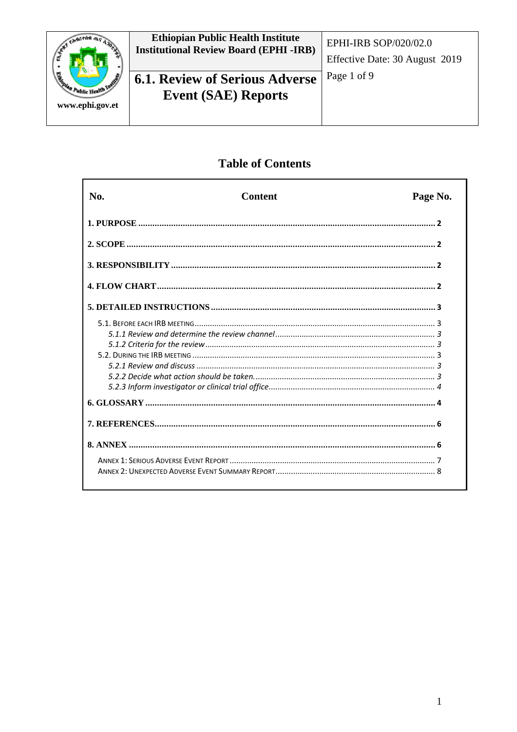| | Ethiopian Public Health Institute Institutional Review Board (EPHI -IRB) | EPHI-IRB SOP/020/02.0 Effective Date: 30 August 2019 |
|---|---|---|
| www.ephi.gov.et | **6.1. Review of Serious Adverse Event (SAE) Reports** | |

## Table of Contents

| No. | Content | Page No. |
|---|---|---|
| **1. PURPOSE** | | **2** |
| **2. SCOPE** | | **2** |
| **3. RESPONSIBILITY** | | **2** |
| **4. FLOW CHART** | | **2** |
| **5. DETAILED INSTRUCTIONS** | | **3** |
| 5.1. BEFORE EACH IRB MEETING | | 3 |
| *5.1.1 Review and determine the review channel* | | *3* |
| *5.1.2 Criteria for the review* | | *3* |
| 5.2. DURING THE IRB MEETING | | 3 |
| *5.2.1 Review and discuss* | | *3* |
| *5.2.2 Decide what action should be taken.* | | *3* |
| *5.2.3 Inform investigator or clinical trial office* | | *4* |
| **6. GLOSSARY** | | **4** |
| **7. REFERENCES** | | **6** |
| **8. ANNEX** | | **6** |
| ANNEX 1: SERIOUS ADVERSE EVENT REPORT | | 7 |
| ANNEX 2: UNEXPECTED ADVERSE EVENT SUMMARY REPORT | | 8 |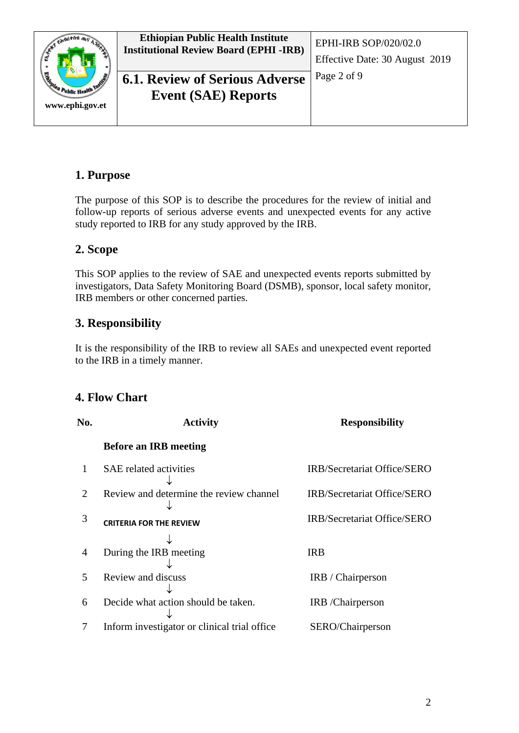## 1. Purpose

The purpose of this SOP is to describe the procedures for the review of initial and follow-up reports of serious adverse events and unexpected events for any active study reported to IRB for any study approved by the IRB.

## 2. Scope

This SOP applies to the review of SAE and unexpected events reports submitted by investigators, Data Safety Monitoring Board (DSMB), sponsor, local safety monitor, IRB members or other concerned parties.

## 3. Responsibility

It is the responsibility of the IRB to review all SAEs and unexpected event reported to the IRB in a timely manner.

## 4. Flow Chart

| No. | Activity | Responsibility |
| --- | --- | --- |
| | **Before an IRB meeting** | |
| 1 | SAE related activities<br>↓ | IRB/Secretariat Office/SERO |
| 2 | Review and determine the review channel<br>↓ | IRB/Secretariat Office/SERO |
| 3 | CRITERIA FOR THE REVIEW<br>↓ | IRB/Secretariat Office/SERO |
| 4 | During the IRB meeting<br>↓ | IRB |
| 5 | Review and discuss<br>↓ | IRB / Chairperson |
| 6 | Decide what action should be taken.<br>↓ | IRB /Chairperson |
| 7 | Inform investigator or clinical trial office | SERO/Chairperson |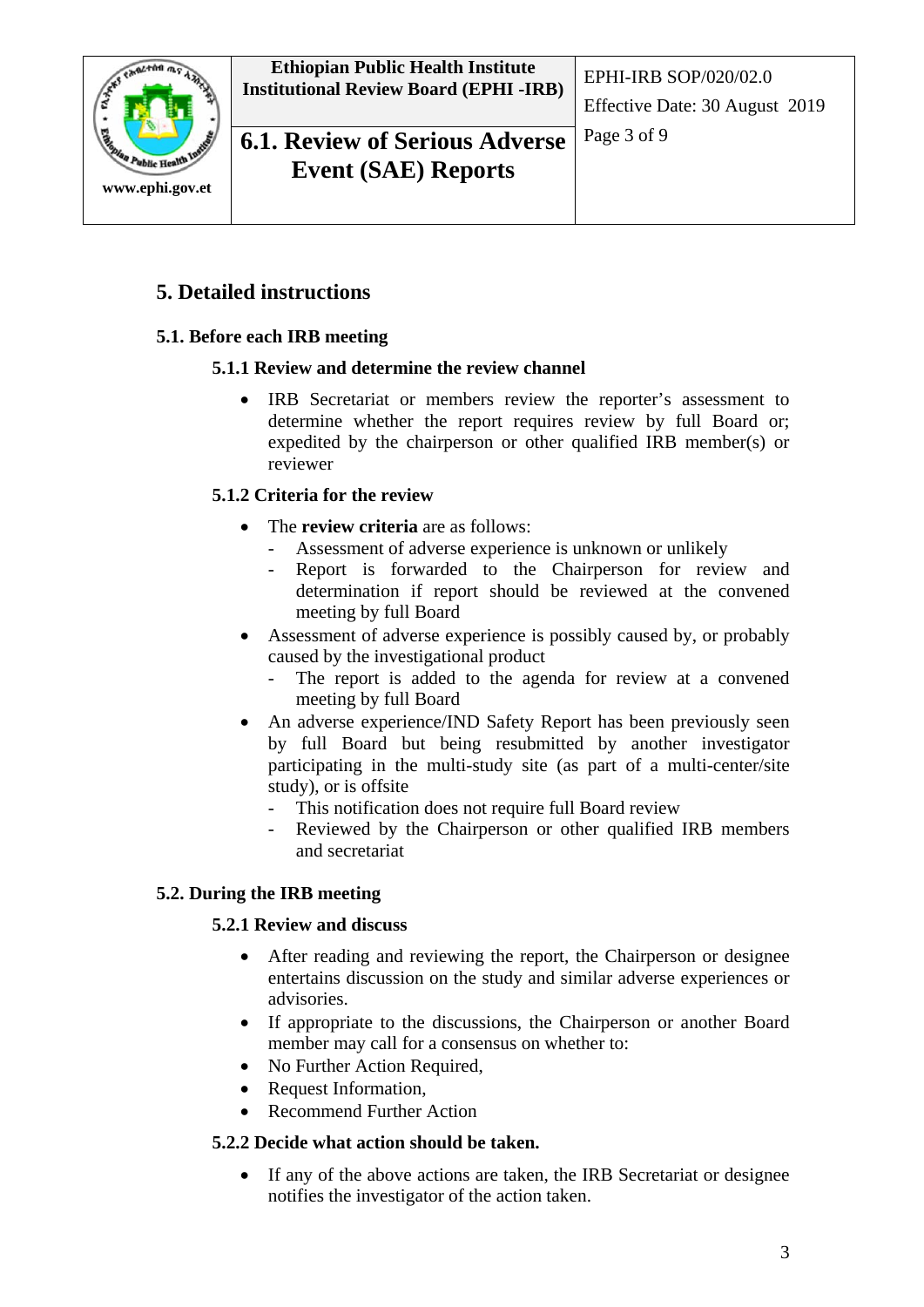# 5. Detailed instructions

## 5.1. Before each IRB meeting

### 5.1.1 Review and determine the review channel

- IRB Secretariat or members review the reporter's assessment to determine whether the report requires review by full Board or; expedited by the chairperson or other qualified IRB member(s) or reviewer

### 5.1.2 Criteria for the review

- The **review criteria** are as follows:
  - Assessment of adverse experience is unknown or unlikely
  - Report is forwarded to the Chairperson for review and determination if report should be reviewed at the convened meeting by full Board
- Assessment of adverse experience is possibly caused by, or probably caused by the investigational product
  - The report is added to the agenda for review at a convened meeting by full Board
- An adverse experience/IND Safety Report has been previously seen by full Board but being resubmitted by another investigator participating in the multi-study site (as part of a multi-center/site study), or is offsite
  - This notification does not require full Board review
  - Reviewed by the Chairperson or other qualified IRB members and secretariat

## 5.2. During the IRB meeting

### 5.2.1 Review and discuss

- After reading and reviewing the report, the Chairperson or designee entertains discussion on the study and similar adverse experiences or advisories.
- If appropriate to the discussions, the Chairperson or another Board member may call for a consensus on whether to:
- No Further Action Required,
- Request Information,
- Recommend Further Action

### 5.2.2 Decide what action should be taken.

- If any of the above actions are taken, the IRB Secretariat or designee notifies the investigator of the action taken.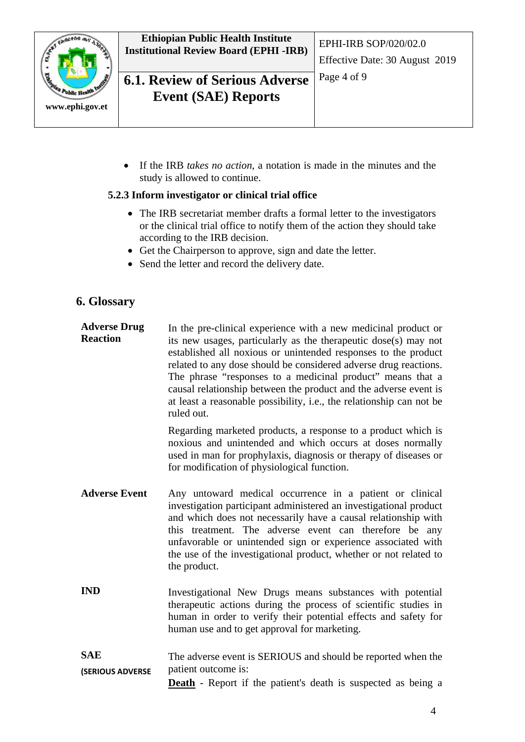- If the IRB *takes no action*, a notation is made in the minutes and the study is allowed to continue.

#### 5.2.3 Inform investigator or clinical trial office

- The IRB secretariat member drafts a formal letter to the investigators or the clinical trial office to notify them of the action they should take according to the IRB decision.
- Get the Chairperson to approve, sign and date the letter.
- Send the letter and record the delivery date.

## 6. Glossary

| | |
|---|---|
| **Adverse Drug Reaction** | In the pre-clinical experience with a new medicinal product or its new usages, particularly as the therapeutic dose(s) may not established all noxious or unintended responses to the product related to any dose should be considered adverse drug reactions. The phrase "responses to a medicinal product" means that a causal relationship between the product and the adverse event is at least a reasonable possibility, i.e., the relationship can not be ruled out. <br><br> Regarding marketed products, a response to a product which is noxious and unintended and which occurs at doses normally used in man for prophylaxis, diagnosis or therapy of diseases or for modification of physiological function. |
| **Adverse Event** | Any untoward medical occurrence in a patient or clinical investigation participant administered an investigational product and which does not necessarily have a causal relationship with this treatment. The adverse event can therefore be any unfavorable or unintended sign or experience associated with the use of the investigational product, whether or not related to the product. |
| **IND** | Investigational New Drugs means substances with potential therapeutic actions during the process of scientific studies in human in order to verify their potential effects and safety for human use and to get approval for marketing. |
| **SAE** **(SERIOUS ADVERSE** | The adverse event is SERIOUS and should be reported when the patient outcome is: <br> **<u>Death</u>** - Report if the patient's death is suspected as being a |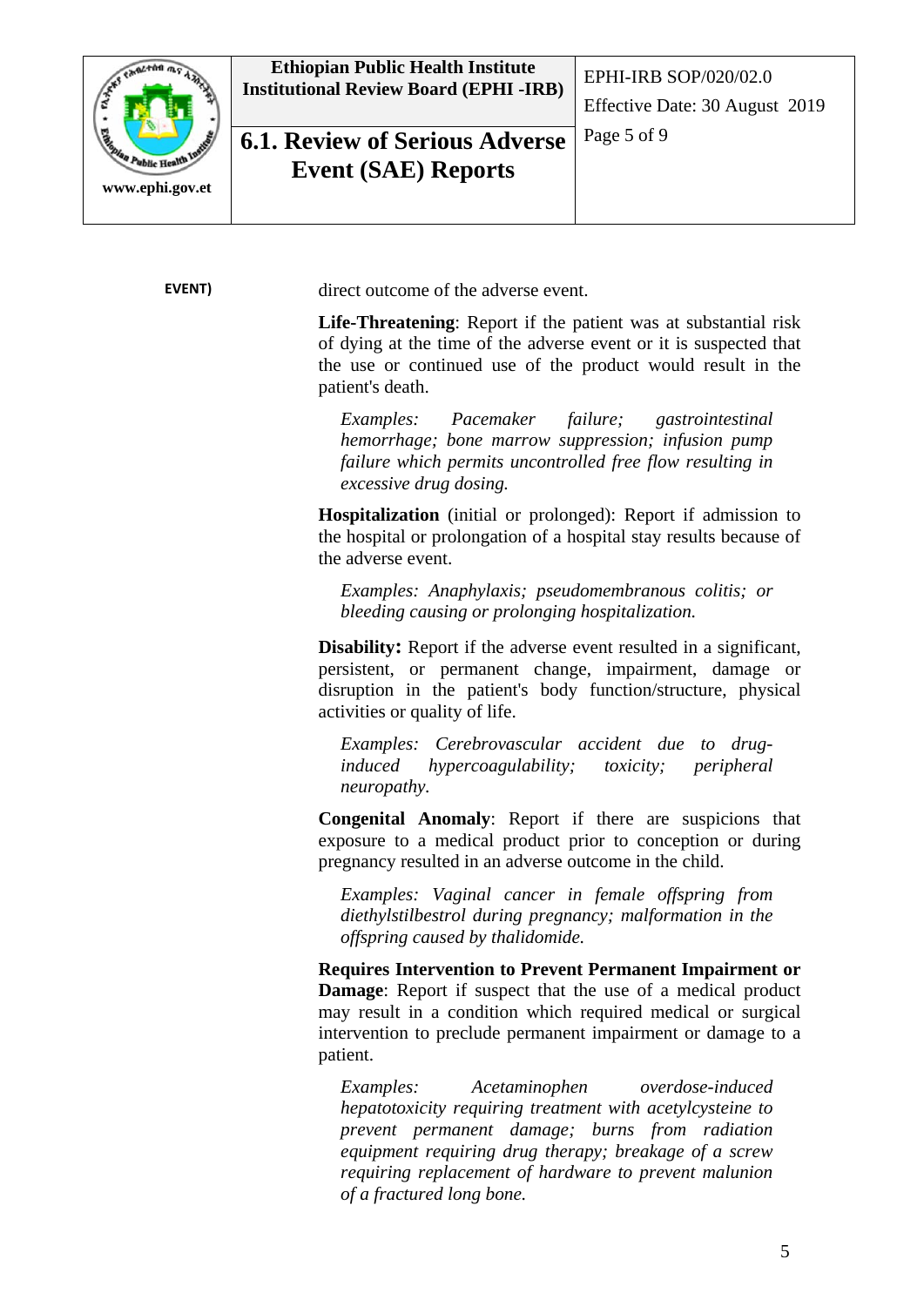EVENT)

direct outcome of the adverse event.

**Life-Threatening**: Report if the patient was at substantial risk of dying at the time of the adverse event or it is suspected that the use or continued use of the product would result in the patient's death.

*Examples: Pacemaker failure; gastrointestinal hemorrhage; bone marrow suppression; infusion pump failure which permits uncontrolled free flow resulting in excessive drug dosing.*

**Hospitalization** (initial or prolonged): Report if admission to the hospital or prolongation of a hospital stay results because of the adverse event.

*Examples: Anaphylaxis; pseudomembranous colitis; or bleeding causing or prolonging hospitalization.*

**Disability:** Report if the adverse event resulted in a significant, persistent, or permanent change, impairment, damage or disruption in the patient's body function/structure, physical activities or quality of life.

*Examples: Cerebrovascular accident due to drug-induced hypercoagulability; toxicity; peripheral neuropathy.*

**Congenital Anomaly**: Report if there are suspicions that exposure to a medical product prior to conception or during pregnancy resulted in an adverse outcome in the child.

*Examples: Vaginal cancer in female offspring from diethylstilbestrol during pregnancy; malformation in the offspring caused by thalidomide.*

**Requires Intervention to Prevent Permanent Impairment or Damage**: Report if suspect that the use of a medical product may result in a condition which required medical or surgical intervention to preclude permanent impairment or damage to a patient.

*Examples: Acetaminophen overdose-induced hepatotoxicity requiring treatment with acetylcysteine to prevent permanent damage; burns from radiation equipment requiring drug therapy; breakage of a screw requiring replacement of hardware to prevent malunion of a fractured long bone.*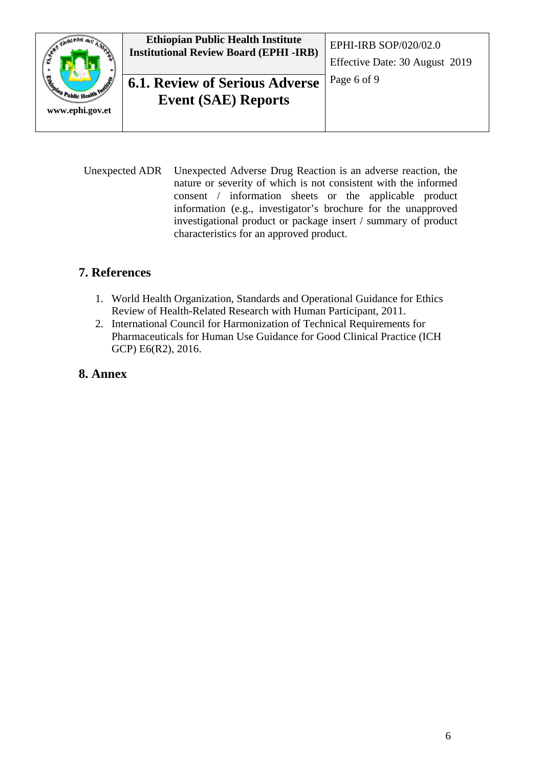| | |
|---|---|
| Unexpected ADR | Unexpected Adverse Drug Reaction is an adverse reaction, the nature or severity of which is not consistent with the informed consent / information sheets or the applicable product information (e.g., investigator's brochure for the unapproved investigational product or package insert / summary of product characteristics for an approved product. |

## 7. References

1. World Health Organization, Standards and Operational Guidance for Ethics Review of Health-Related Research with Human Participant, 2011.
2. International Council for Harmonization of Technical Requirements for Pharmaceuticals for Human Use Guidance for Good Clinical Practice (ICH GCP) E6(R2), 2016.

## 8. Annex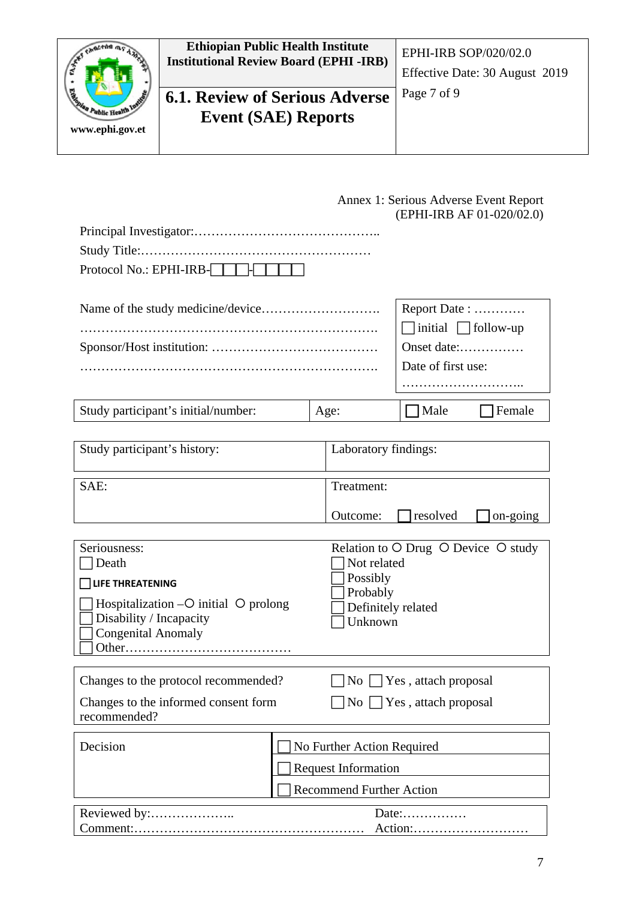Annex 1: Serious Adverse Event Report
(EPHI-IRB AF 01-020/02.0)

Principal Investigator:……………………………………..

Study Title:………………………………………………

Protocol No.: EPHI-IRB-☐☐☐-☐☐☐☐

Name of the study medicine/device……………………….
……………………………………………………………….

Sponsor/Host institution: …………………………………
……………………………………………………………….

| Report Date : ………… |
|---|
| ☐ initial ☐ follow-up |
| Onset date:…………… |
| Date of first use: ……………………….. |

| Study participant's initial/number: | Age: | ☐ Male ☐ Female |
|---|---|---|

| Study participant's history: | Laboratory findings: |
|---|---|

| SAE: | Treatment: Outcome: ☐ resolved ☐ on-going |
|---|---|

| Seriousness: | Relation to ○ Drug ○ Device ○ study |
|---|---|
| ☐ Death | ☐ Not related |
| ☐ LIFE THREATENING | ☐ Possibly |
| ☐ Hospitalization –○ initial ○ prolong | ☐ Probably |
| ☐ Disability / Incapacity | ☐ Definitely related |
| ☐ Congenital Anomaly | ☐ Unknown |
| ☐ Other………………………………… | |

| Changes to the protocol recommended? | ☐ No ☐ Yes , attach proposal |
|---|---|
| Changes to the informed consent form recommended? | ☐ No ☐ Yes , attach proposal |

| Decision | ☐ No Further Action Required |
|---|---|
| | ☐ Request Information |
| | ☐ Recommend Further Action |

| Reviewed by:……………….. | Date:…………… |
|---|---|
| Comment:……………………………………………… | Action:……………………… |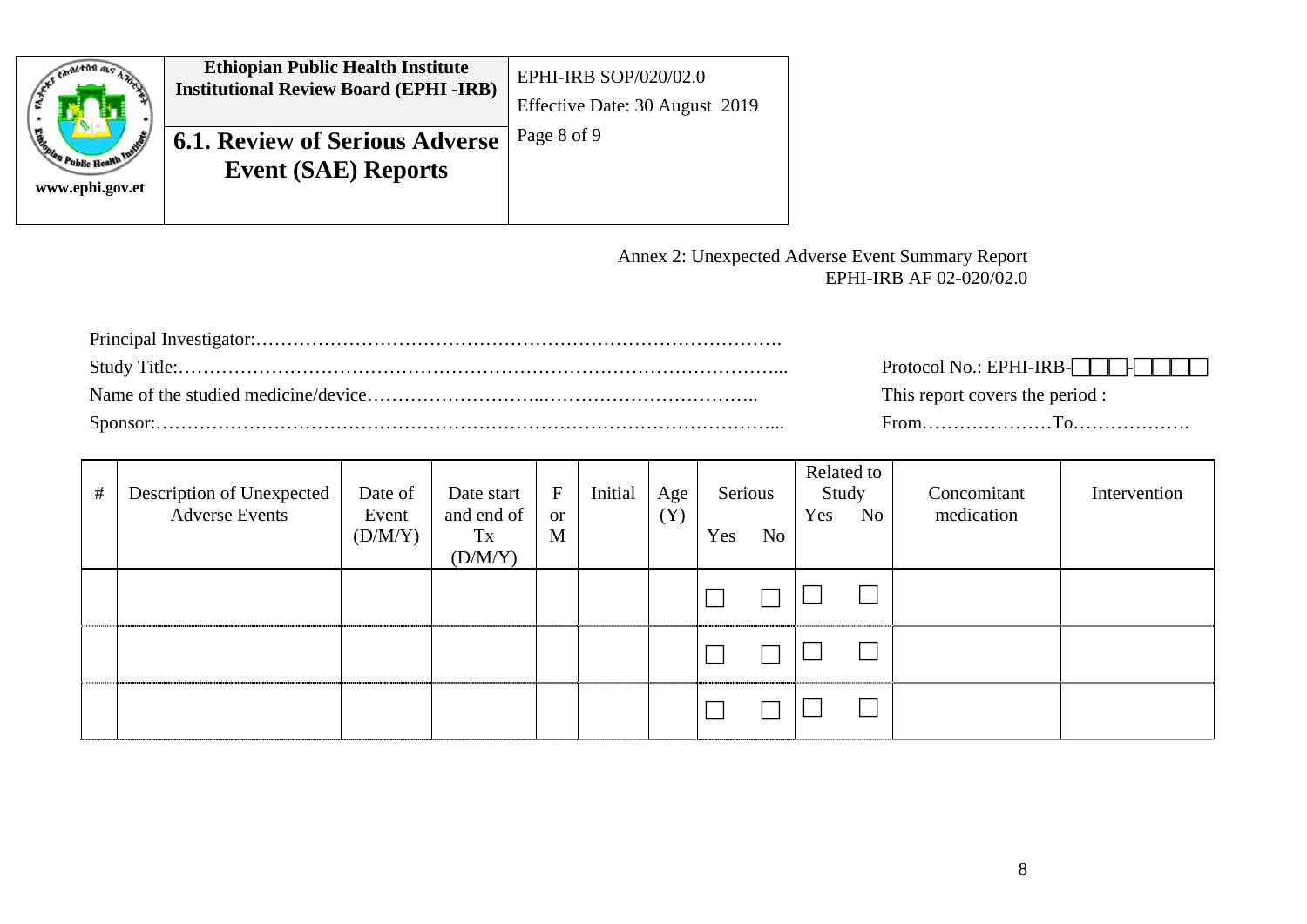| | Ethiopian Public Health Institute Institutional Review Board (EPHI -IRB) | EPHI-IRB SOP/020/02.0 Effective Date: 30 August 2019 |
|---|---|---|
| www.ephi.gov.et | **6.1. Review of Serious Adverse Event (SAE) Reports** | Page 8 of 9 |

Annex 2: Unexpected Adverse Event Summary Report
EPHI-IRB AF 02-020/02.0

Principal Investigator:……………………………………………………………………………

Study Title:……………………………………………………………………………………...

Name of the studied medicine/device………………………...……………………………..

Sponsor:………………………………………………………………………………………....

Protocol No.: EPHI-IRB-☐☐☐-☐☐☐☐

This report covers the period :

From…………………To……………….

| # | Description of Unexpected Adverse Events | Date of Event (D/M/Y) | Date start and end of Tx (D/M/Y) | F or M | Initial | Age (Y) | Serious | | Related to Study | | Concomitant medication | Intervention |
|---|---|---|---|---|---|---|---|---|---|---|---|---|
| | | | | | | | Yes | No | Yes | No | | |
| | | | | | | | ☐ | ☐ | ☐ | ☐ | | |
| | | | | | | | ☐ | ☐ | ☐ | ☐ | | |
| | | | | | | | ☐ | ☐ | ☐ | ☐ | | |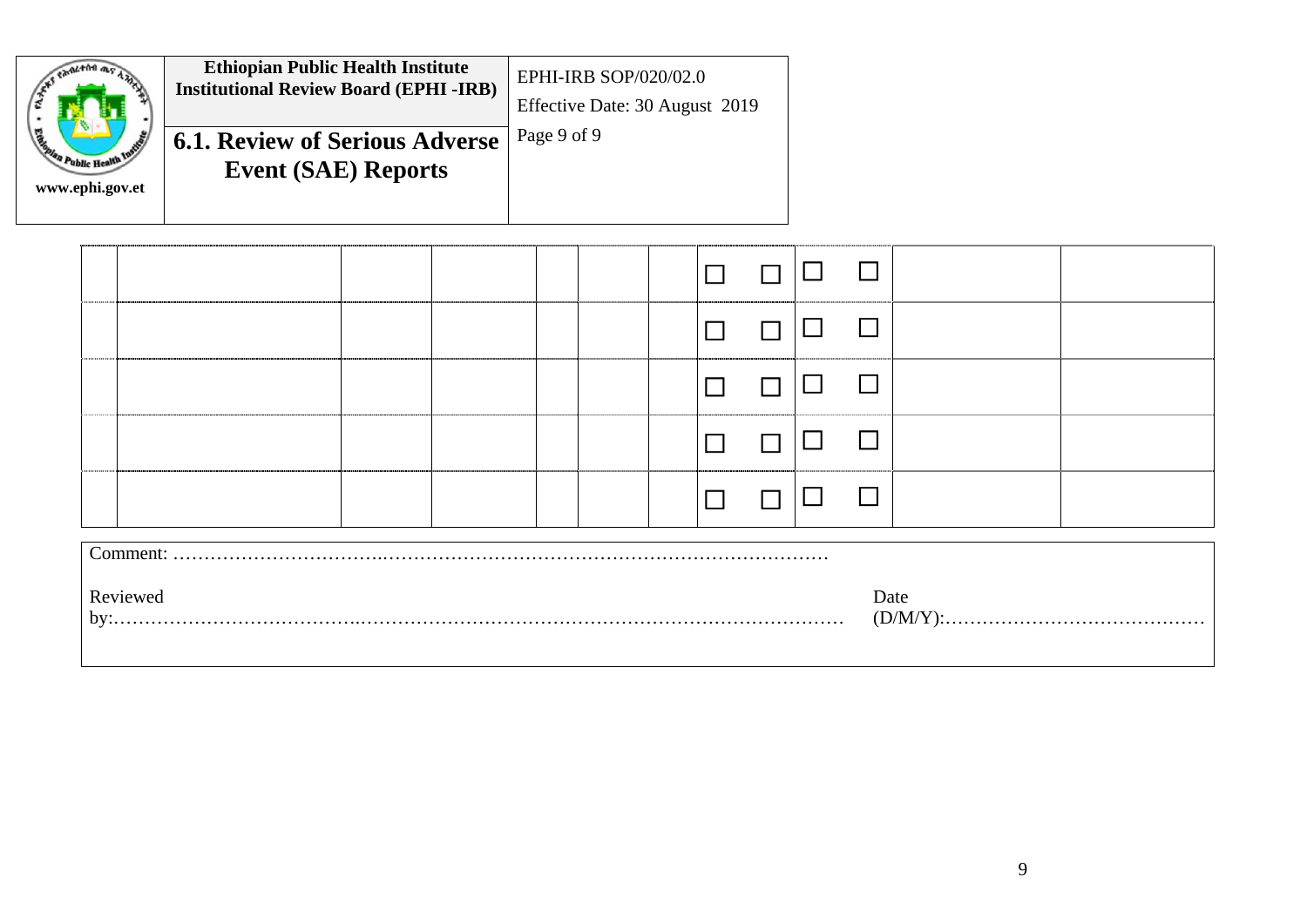| | | | | | | | | | | |
|---|---|---|---|---|---|---|---|---|---|---|
| | | | | | | | ☐ ☐ | ☐ ☐ | | |
| | | | | | | | ☐ ☐ | ☐ ☐ | | |
| | | | | | | | ☐ ☐ | ☐ ☐ | | |
| | | | | | | | ☐ ☐ | ☐ ☐ | | |
| | | | | | | | ☐ ☐ | ☐ ☐ | | |

Comment: ……………………………..…………………………………………………………………

Reviewed by:…………………………………..………………………………………………………………… Date (D/M/Y):……………………………………